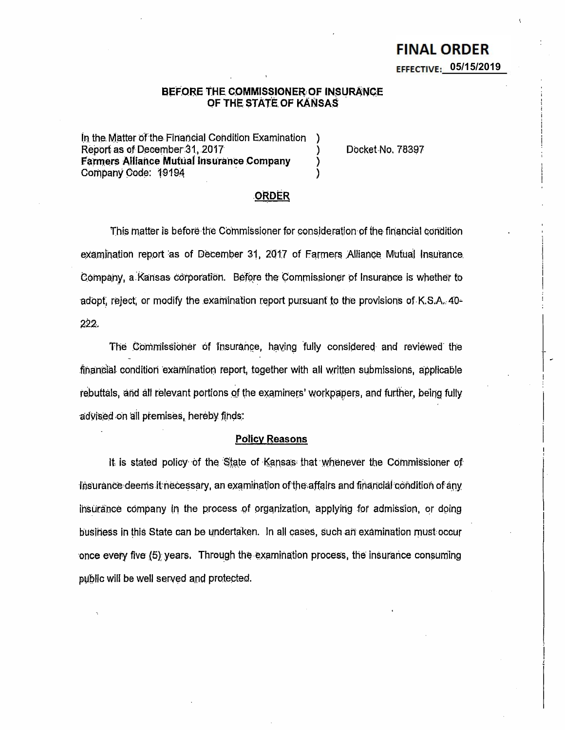**FINAL ORDER**

EFFECTIVE: 05/15/2019

**BEFORE THE COMMISSIONER OF INSURANCE OF THE STATE OF KANSAS**

| | | |
|---|---|---|
| In the Matter of the Financial Condition Examination Report as of December 31, 2017 **Farmers Alliance Mutual Insurance Company** Company Code: 19194 | ) ) ) ) | Docket No. 78397 |

## ORDER

This matter is before the Commissioner for consideration of the financial condition examination report as of December 31, 2017 of Farmers Alliance Mutual Insurance Company, a Kansas corporation. Before the Commissioner of Insurance is whether to adopt, reject, or modify the examination report pursuant to the provisions of K.S.A. 40-222.

The Commissioner of Insurance, having fully considered and reviewed the financial condition examination report, together with all written submissions, applicable rebuttals, and all relevant portions of the examiners' workpapers, and further, being fully advised on all premises, hereby finds:

### Policy Reasons

It is stated policy of the State of Kansas that whenever the Commissioner of Insurance deems it necessary, an examination of the affairs and financial condition of any insurance company in the process of organization, applying for admission, or doing business in this State can be undertaken. In all cases, such an examination must occur once every five (5) years. Through the examination process, the insurance consuming public will be well served and protected.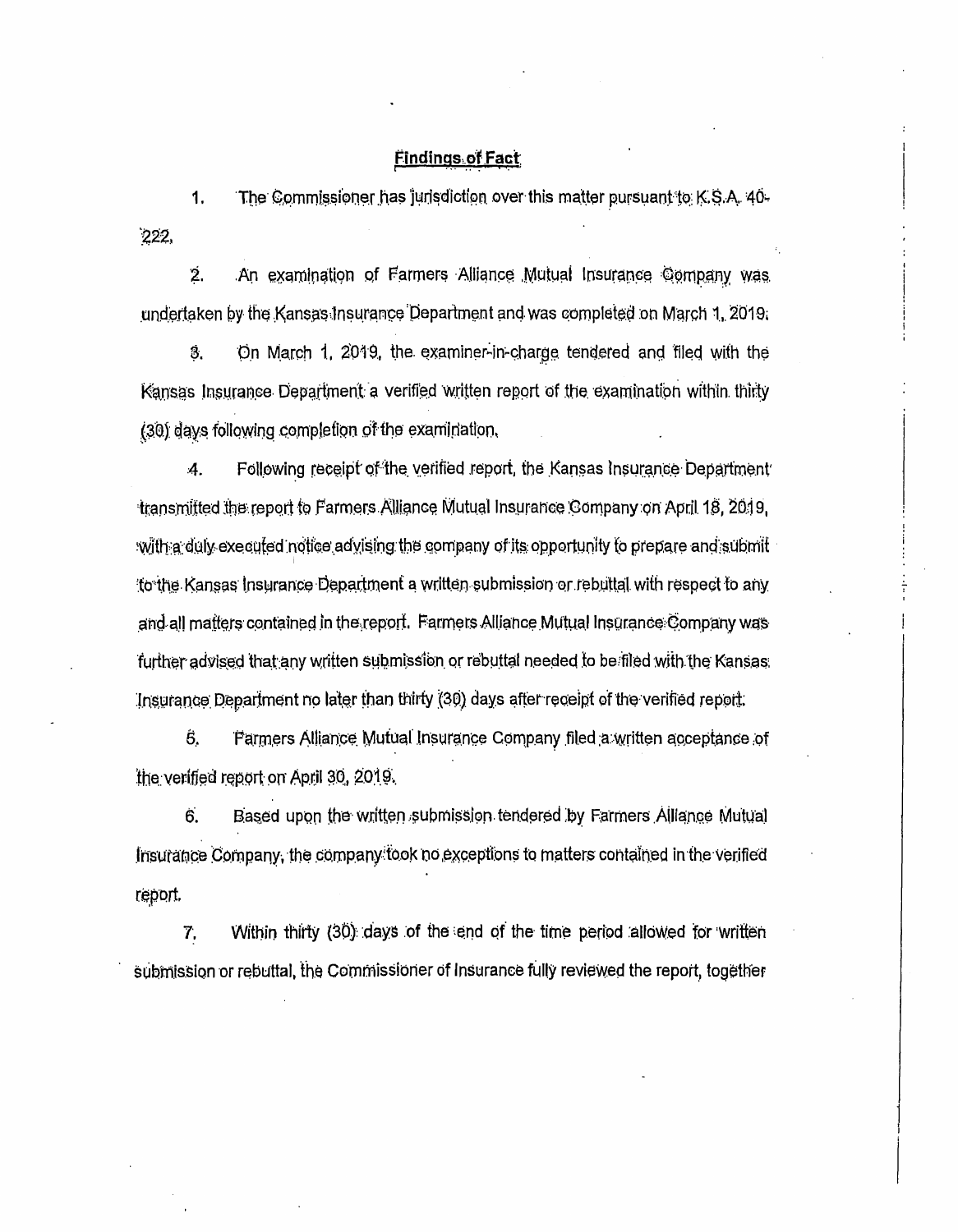## Findings of Fact

1. The Commissioner has jurisdiction over this matter pursuant to K.S.A. 40-222.

2. An examination of Farmers Alliance Mutual Insurance Company was undertaken by the Kansas Insurance Department and was completed on March 1, 2019.

3. On March 1, 2019, the examiner-in-charge tendered and filed with the Kansas Insurance Department a verified written report of the examination within thirty (30) days following completion of the examination.

4. Following receipt of the verified report, the Kansas Insurance Department transmitted the report to Farmers Alliance Mutual Insurance Company on April 18, 2019, with a duly executed notice advising the company of its opportunity to prepare and submit to the Kansas Insurance Department a written submission or rebuttal with respect to any and all matters contained in the report. Farmers Alliance Mutual Insurance Company was further advised that any written submission or rebuttal needed to be filed with the Kansas Insurance Department no later than thirty (30) days after receipt of the verified report.

5. Farmers Alliance Mutual Insurance Company filed a written acceptance of the verified report on April 30, 2019.

6. Based upon the written submission tendered by Farmers Alliance Mutual Insurance Company, the company took no exceptions to matters contained in the verified report.

7. Within thirty (30) days of the end of the time period allowed for written submission or rebuttal, the Commissioner of Insurance fully reviewed the report, together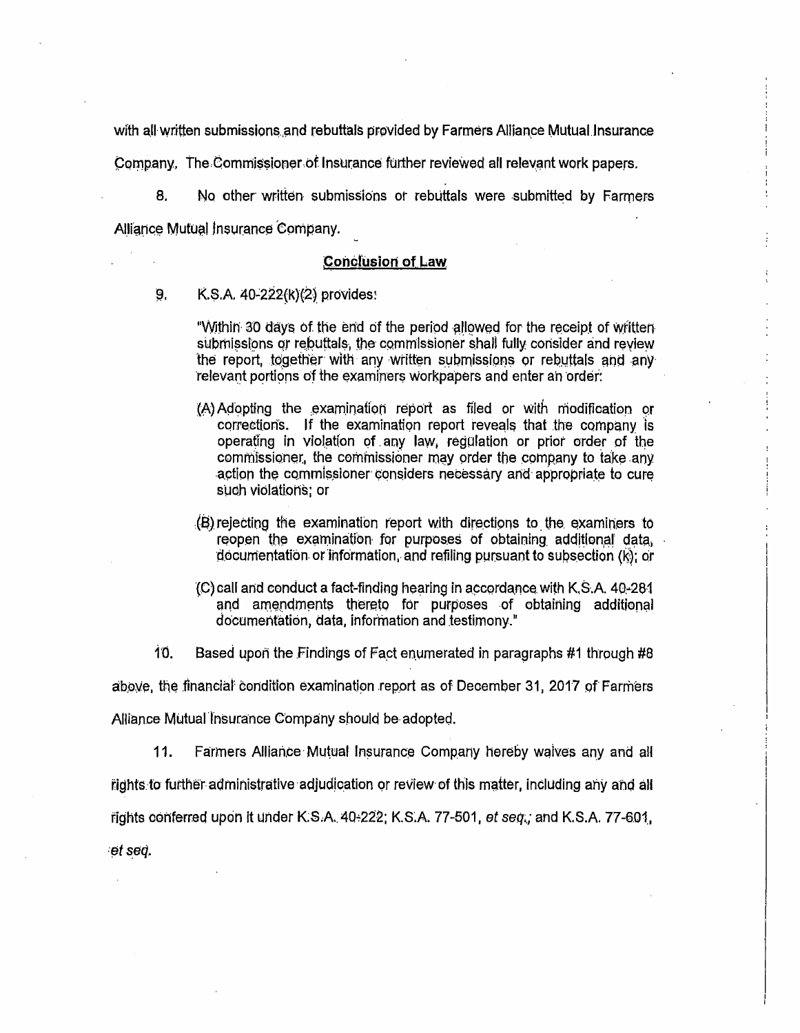with all written submissions and rebuttals provided by Farmers Alliance Mutual Insurance Company. The Commissioner of Insurance further reviewed all relevant work papers.

8. No other written submissions or rebuttals were submitted by Farmers Alliance Mutual Insurance Company.

## Conclusion of Law

9. K.S.A. 40-222(k)(2) provides:

> "Within 30 days of the end of the period allowed for the receipt of written submissions or rebuttals, the commissioner shall fully consider and review the report, together with any written submissions or rebuttals and any relevant portions of the examiners workpapers and enter an order:
>
> (A) Adopting the examination report as filed or with modification or corrections. If the examination report reveals that the company is operating in violation of any law, regulation or prior order of the commissioner, the commissioner may order the company to take any action the commissioner considers necessary and appropriate to cure such violations; or
>
> (B) rejecting the examination report with directions to the examiners to reopen the examination for purposes of obtaining additional data, documentation or information, and refiling pursuant to subsection (k); or
>
> (C) call and conduct a fact-finding hearing in accordance with K.S.A. 40-281 and amendments thereto for purposes of obtaining additional documentation, data, information and testimony."

10. Based upon the Findings of Fact enumerated in paragraphs #1 through #8 above, the financial condition examination report as of December 31, 2017 of Farmers Alliance Mutual Insurance Company should be adopted.

11. Farmers Alliance Mutual Insurance Company hereby waives any and all rights to further administrative adjudication or review of this matter, including any and all rights conferred upon it under K.S.A. 40-222; K.S.A. 77-501, *et seq.*; and K.S.A. 77-601, *et seq.*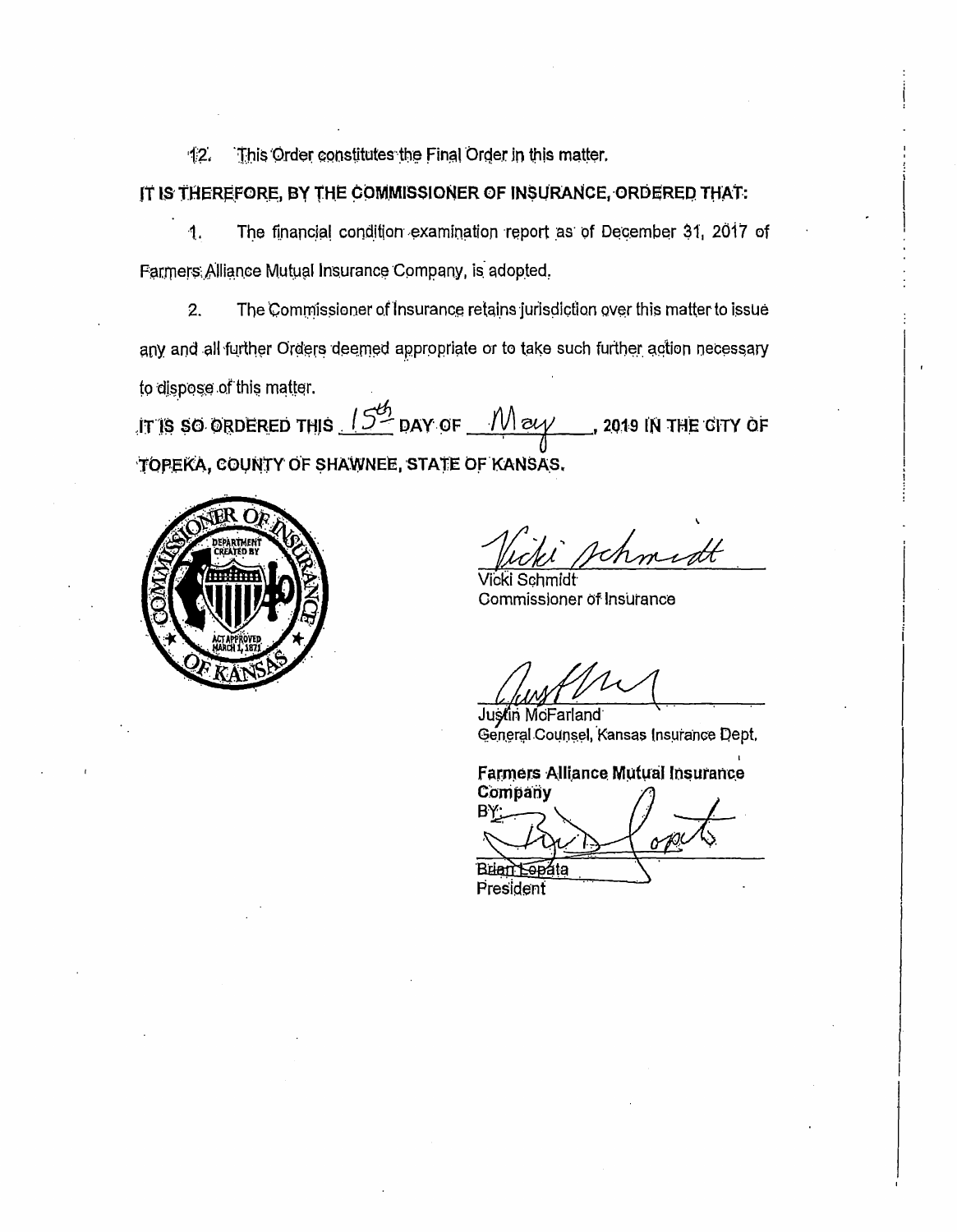12. This Order constitutes the Final Order in this matter.

**IT IS THEREFORE, BY THE COMMISSIONER OF INSURANCE, ORDERED THAT:**

1. The financial condition examination report as of December 31, 2017 of Farmers Alliance Mutual Insurance Company, is adopted.

2. The Commissioner of Insurance retains jurisdiction over this matter to issue any and all further Orders deemed appropriate or to take such further action necessary to dispose of this matter.

**IT IS SO ORDERED THIS** 15th **DAY OF** May**, 2019 IN THE CITY OF TOPEKA, COUNTY OF SHAWNEE, STATE OF KANSAS.**

Vicki Schmidt
Commissioner of Insurance

Justin McFarland
General Counsel, Kansas Insurance Dept.

**Farmers Alliance Mutual Insurance Company**
BY:

Brian Lopata
President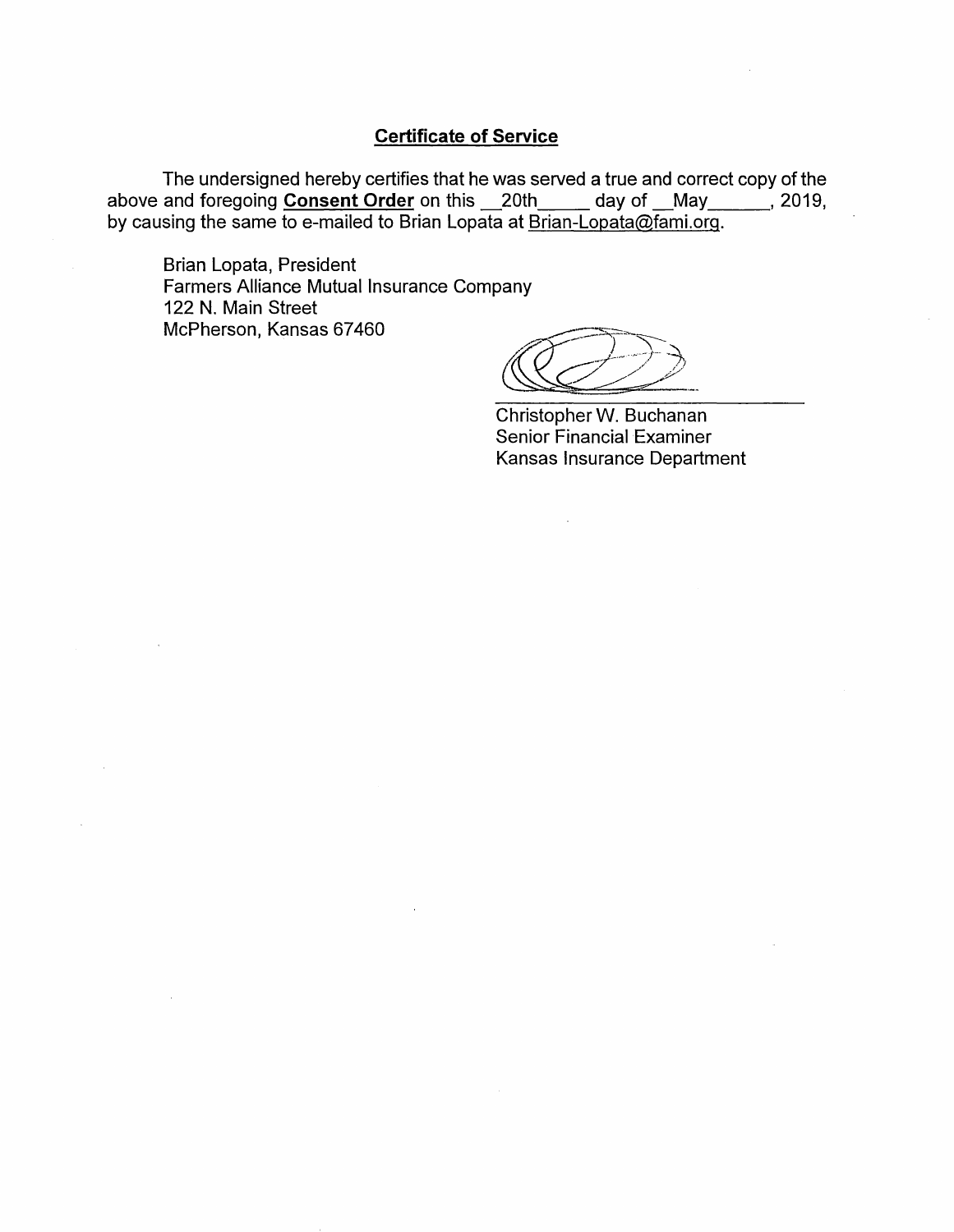## Certificate of Service

The undersigned hereby certifies that he was served a true and correct copy of the above and foregoing **Consent Order** on this 20th day of May, 2019, by causing the same to e-mailed to Brian Lopata at Brian-Lopata@fami.org.

Brian Lopata, President
Farmers Alliance Mutual Insurance Company
122 N. Main Street
McPherson, Kansas 67460

Christopher W. Buchanan
Senior Financial Examiner
Kansas Insurance Department